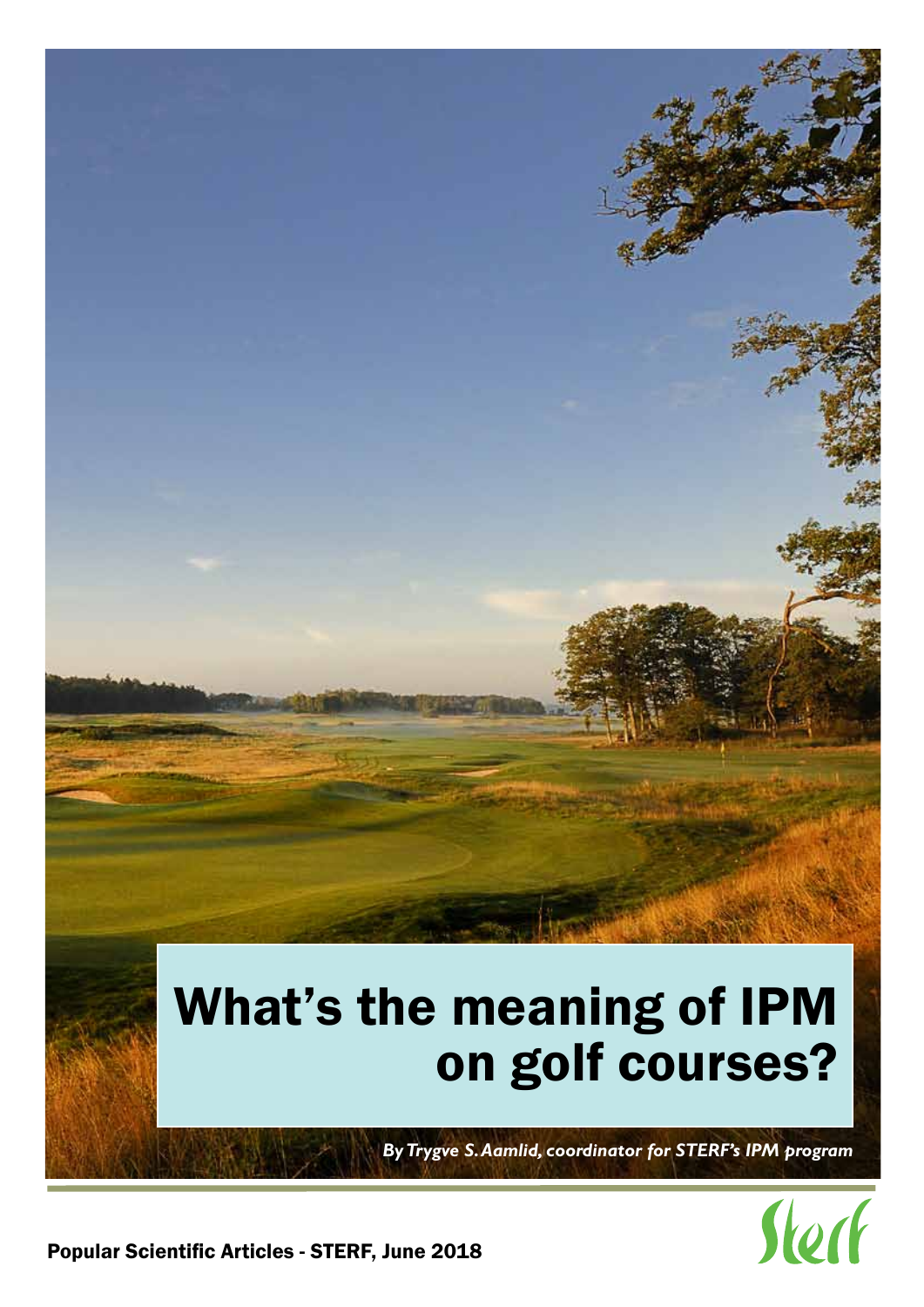# What's the meaning of IPM on golf courses?

*By Trygve S. Aamlid, coordinator for STERF's IPM program*

Popular Scientific Articles - STERF, June 2018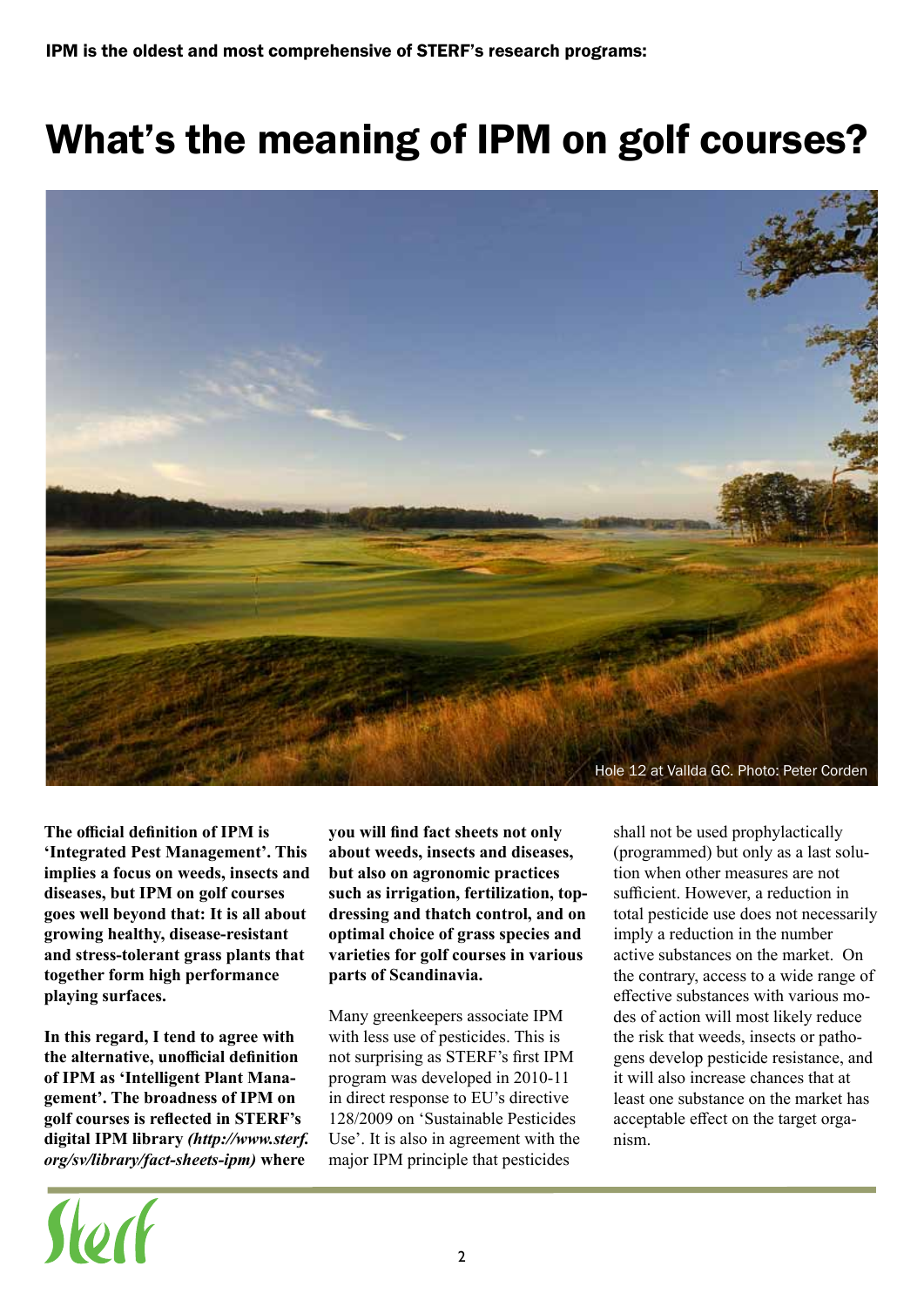IPM is the oldest and most comprehensive of STERF's research programs:

# What's the meaning of IPM on golf courses?

Hole 12 at Vallda GC. Photo: Peter Corden

**The official definition of IPM is 'Integrated Pest Management'. This implies a focus on weeds, insects and diseases, but IPM on golf courses goes well beyond that: It is all about growing healthy, disease-resistant and stress-tolerant grass plants that together form high performance playing surfaces.**

**In this regard, I tend to agree with the alternative, unofficial definition of IPM as 'Intelligent Plant Management'. The broadness of IPM on golf courses is reflected in STERF's digital IPM library *(http://www.sterf.org/sv/library/fact-sheets-ipm)* where you will find fact sheets not only about weeds, insects and diseases, but also on agronomic practices such as irrigation, fertilization, topdressing and thatch control, and on optimal choice of grass species and varieties for golf courses in various parts of Scandinavia.**

Many greenkeepers associate IPM with less use of pesticides. This is not surprising as STERF's first IPM program was developed in 2010-11 in direct response to EU's directive 128/2009 on 'Sustainable Pesticides Use'. It is also in agreement with the major IPM principle that pesticides shall not be used prophylactically (programmed) but only as a last solution when other measures are not sufficient. However, a reduction in total pesticide use does not necessarily imply a reduction in the number active substances on the market. On the contrary, access to a wide range of effective substances with various modes of action will most likely reduce the risk that weeds, insects or pathogens develop pesticide resistance, and it will also increase chances that at least one substance on the market has acceptable effect on the target organism.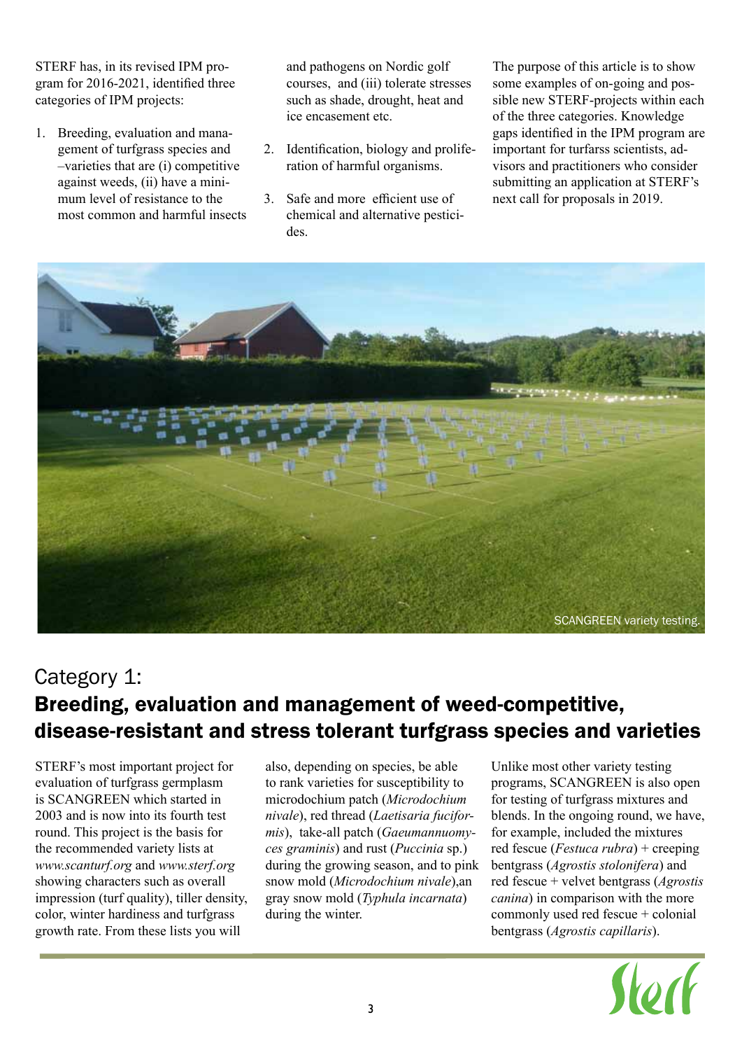STERF has, in its revised IPM program for 2016-2021, identified three categories of IPM projects:

1. Breeding, evaluation and management of turfgrass species and –varieties that are (i) competitive against weeds, (ii) have a minimum level of resistance to the most common and harmful insects and pathogens on Nordic golf courses, and (iii) tolerate stresses such as shade, drought, heat and ice encasement etc.
2. Identification, biology and proliferation of harmful organisms.
3. Safe and more efficient use of chemical and alternative pesticides.

The purpose of this article is to show some examples of on-going and possible new STERF-projects within each of the three categories. Knowledge gaps identified in the IPM program are important for turfarss scientists, advisors and practitioners who consider submitting an application at STERF's next call for proposals in 2019.

SCANGREEN variety testing.

## Category 1:
## Breeding, evaluation and management of weed-competitive, disease-resistant and stress tolerant turfgrass species and varieties

STERF's most important project for evaluation of turfgrass germplasm is SCANGREEN which started in 2003 and is now into its fourth test round. This project is the basis for the recommended variety lists at *www.scanturf.org* and *www.sterf.org* showing characters such as overall impression (turf quality), tiller density, color, winter hardiness and turfgrass growth rate. From these lists you will also, depending on species, be able to rank varieties for susceptibility to microdochium patch (*Microdochium nivale*), red thread (*Laetisaria fuciformis*), take-all patch (*Gaeumannuomyces graminis*) and rust (*Puccinia* sp.) during the growing season, and to pink snow mold (*Microdochium nivale*),an gray snow mold (*Typhula incarnata*) during the winter.

Unlike most other variety testing programs, SCANGREEN is also open for testing of turfgrass mixtures and blends. In the ongoing round, we have, for example, included the mixtures red fescue (*Festuca rubra*) + creeping bentgrass (*Agrostis stolonifera*) and red fescue + velvet bentgrass (*Agrostis canina*) in comparison with the more commonly used red fescue + colonial bentgrass (*Agrostis capillaris*).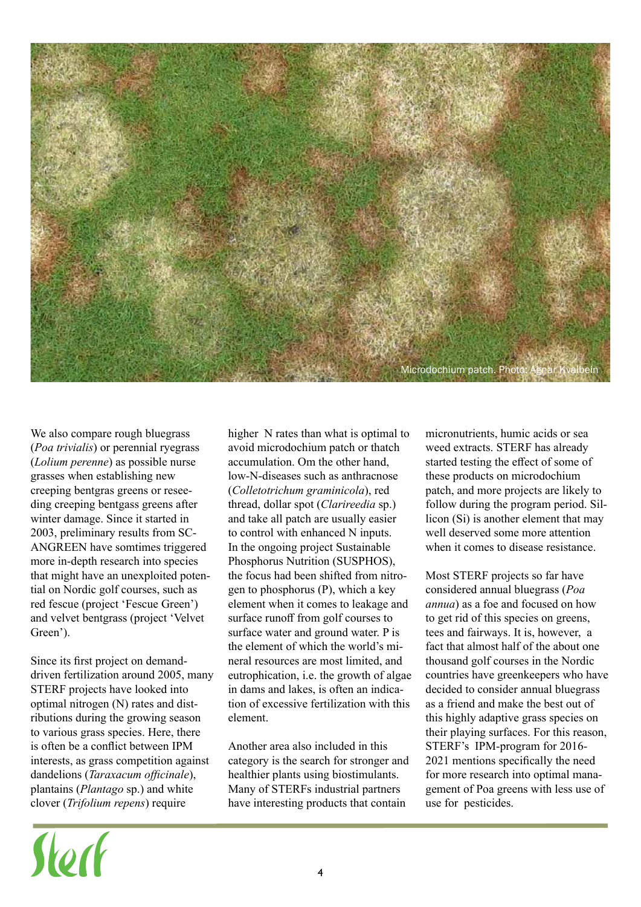Microdochium patch. Photo: Agnar Kvalbein

We also compare rough bluegrass (*Poa trivialis*) or perennial ryegrass (*Lolium perenne*) as possible nurse grasses when establishing new creeping bentgras greens or reseeding creeping bentgass greens after winter damage. Since it started in 2003, preliminary results from SCANGREEN have somtimes triggered more in-depth research into species that might have an unexploited potential on Nordic golf courses, such as red fescue (project 'Fescue Green') and velvet bentgrass (project 'Velvet Green').

Since its first project on demand-driven fertilization around 2005, many STERF projects have looked into optimal nitrogen (N) rates and distributions during the growing season to various grass species. Here, there is often be a conflict between IPM interests, as grass competition against dandelions (*Taraxacum officinale*), plantains (*Plantago* sp.) and white clover (*Trifolium repens*) require higher N rates than what is optimal to avoid microdochium patch or thatch accumulation. Om the other hand, low-N-diseases such as anthracnose (*Colletotrichum graminicola*), red thread, dollar spot (*Clarireedia* sp.) and take all patch are usually easier to control with enhanced N inputs. In the ongoing project Sustainable Phosphorus Nutrition (SUSPHOS), the focus had been shifted from nitrogen to phosphorus (P), which a key element when it comes to leakage and surface runoff from golf courses to surface water and ground water. P is the element of which the world's mineral resources are most limited, and eutrophication, i.e. the growth of algae in dams and lakes, is often an indication of excessive fertilization with this element.

Another area also included in this category is the search for stronger and healthier plants using biostimulants. Many of STERFs industrial partners have interesting products that contain micronutrients, humic acids or sea weed extracts. STERF has already started testing the effect of some of these products on microdochium patch, and more projects are likely to follow during the program period. Sillicon (Si) is another element that may well deserved some more attention when it comes to disease resistance.

Most STERF projects so far have considered annual bluegrass (*Poa annua*) as a foe and focused on how to get rid of this species on greens, tees and fairways. It is, however, a fact that almost half of the about one thousand golf courses in the Nordic countries have greenkeepers who have decided to consider annual bluegrass as a friend and make the best out of this highly adaptive grass species on their playing surfaces. For this reason, STERF's IPM-program for 2016-2021 mentions specifically the need for more research into optimal management of Poa greens with less use of use for pesticides.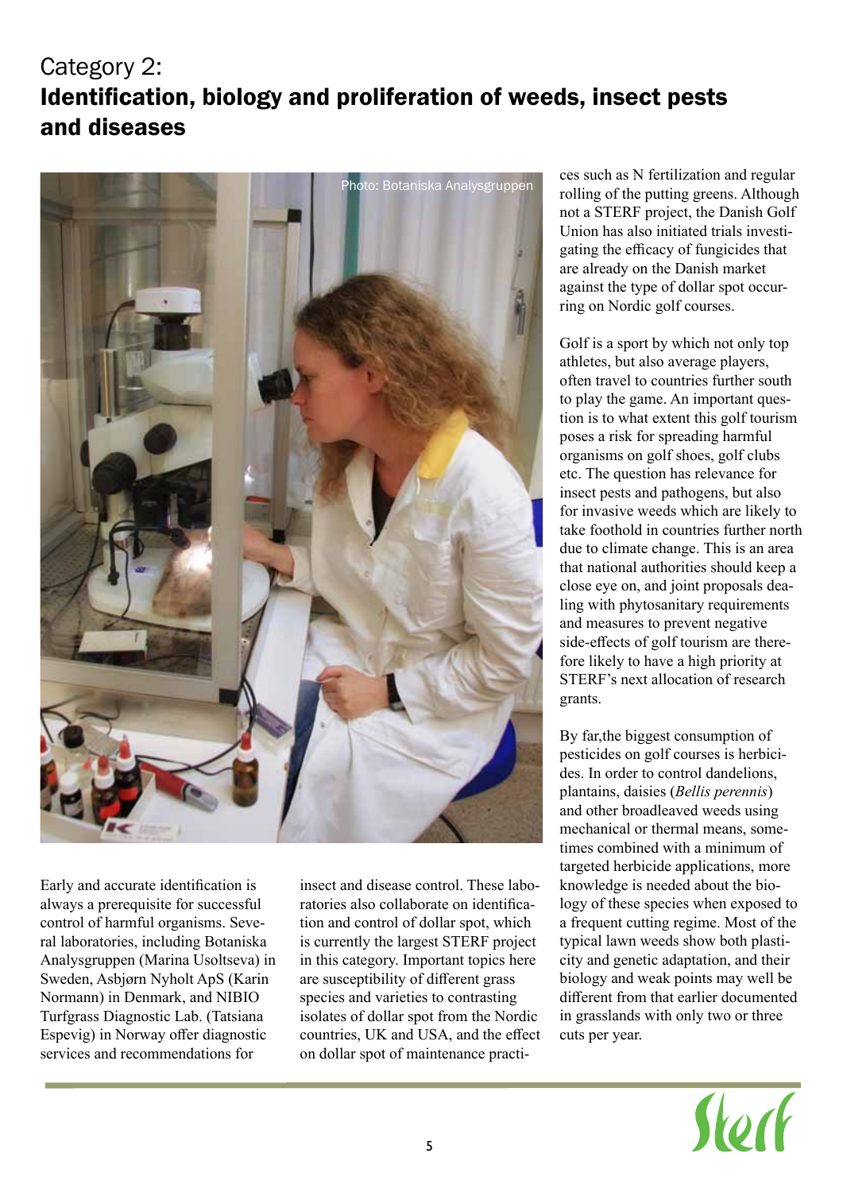# Category 2:
# Identification, biology and proliferation of weeds, insect pests and diseases

Photo: Botaniska Analysgruppen

Early and accurate identification is always a prerequisite for successful control of harmful organisms. Several laboratories, including Botaniska Analysgruppen (Marina Usoltseva) in Sweden, Asbjørn Nyholt ApS (Karin Normann) in Denmark, and NIBIO Turfgrass Diagnostic Lab. (Tatsiana Espevig) in Norway offer diagnostic services and recommendations for insect and disease control. These laboratories also collaborate on identification and control of dollar spot, which is currently the largest STERF project in this category. Important topics here are susceptibility of different grass species and varieties to contrasting isolates of dollar spot from the Nordic countries, UK and USA, and the effect on dollar spot of maintenance practices such as N fertilization and regular rolling of the putting greens. Although not a STERF project, the Danish Golf Union has also initiated trials investigating the efficacy of fungicides that are already on the Danish market against the type of dollar spot occurring on Nordic golf courses.

Golf is a sport by which not only top athletes, but also average players, often travel to countries further south to play the game. An important question is to what extent this golf tourism poses a risk for spreading harmful organisms on golf shoes, golf clubs etc. The question has relevance for insect pests and pathogens, but also for invasive weeds which are likely to take foothold in countries further north due to climate change. This is an area that national authorities should keep a close eye on, and joint proposals dealing with phytosanitary requirements and measures to prevent negative side-effects of golf tourism are therefore likely to have a high priority at STERF's next allocation of research grants.

By far,the biggest consumption of pesticides on golf courses is herbicides. In order to control dandelions, plantains, daisies (*Bellis perennis*) and other broadleaved weeds using mechanical or thermal means, sometimes combined with a minimum of targeted herbicide applications, more knowledge is needed about the biology of these species when exposed to a frequent cutting regime. Most of the typical lawn weeds show both plasticity and genetic adaptation, and their biology and weak points may well be different from that earlier documented in grasslands with only two or three cuts per year.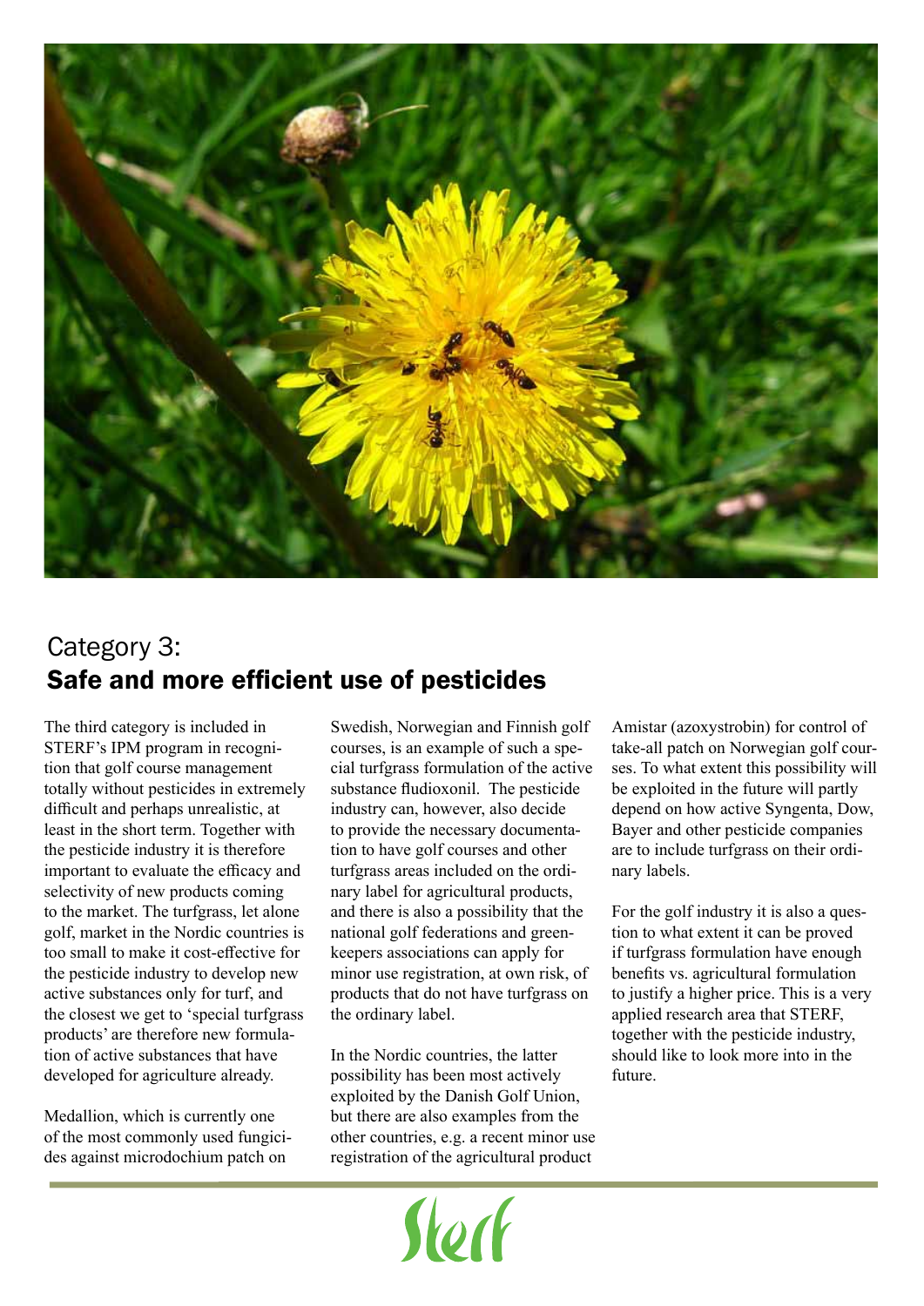## Category 3:
## Safe and more efficient use of pesticides

The third category is included in STERF's IPM program in recognition that golf course management totally without pesticides in extremely difficult and perhaps unrealistic, at least in the short term. Together with the pesticide industry it is therefore important to evaluate the efficacy and selectivity of new products coming to the market. The turfgrass, let alone golf, market in the Nordic countries is too small to make it cost-effective for the pesticide industry to develop new active substances only for turf, and the closest we get to 'special turfgrass products' are therefore new formulation of active substances that have developed for agriculture already.

Medallion, which is currently one of the most commonly used fungicides against microdochium patch on Swedish, Norwegian and Finnish golf courses, is an example of such a special turfgrass formulation of the active substance fludioxonil. The pesticide industry can, however, also decide to provide the necessary documentation to have golf courses and other turfgrass areas included on the ordinary label for agricultural products, and there is also a possibility that the national golf federations and greenkeepers associations can apply for minor use registration, at own risk, of products that do not have turfgrass on the ordinary label.

In the Nordic countries, the latter possibility has been most actively exploited by the Danish Golf Union, but there are also examples from the other countries, e.g. a recent minor use registration of the agricultural product Amistar (azoxystrobin) for control of take-all patch on Norwegian golf courses. To what extent this possibility will be exploited in the future will partly depend on how active Syngenta, Dow, Bayer and other pesticide companies are to include turfgrass on their ordinary labels.

For the golf industry it is also a question to what extent it can be proved if turfgrass formulation have enough benefits vs. agricultural formulation to justify a higher price. This is a very applied research area that STERF, together with the pesticide industry, should like to look more into in the future.